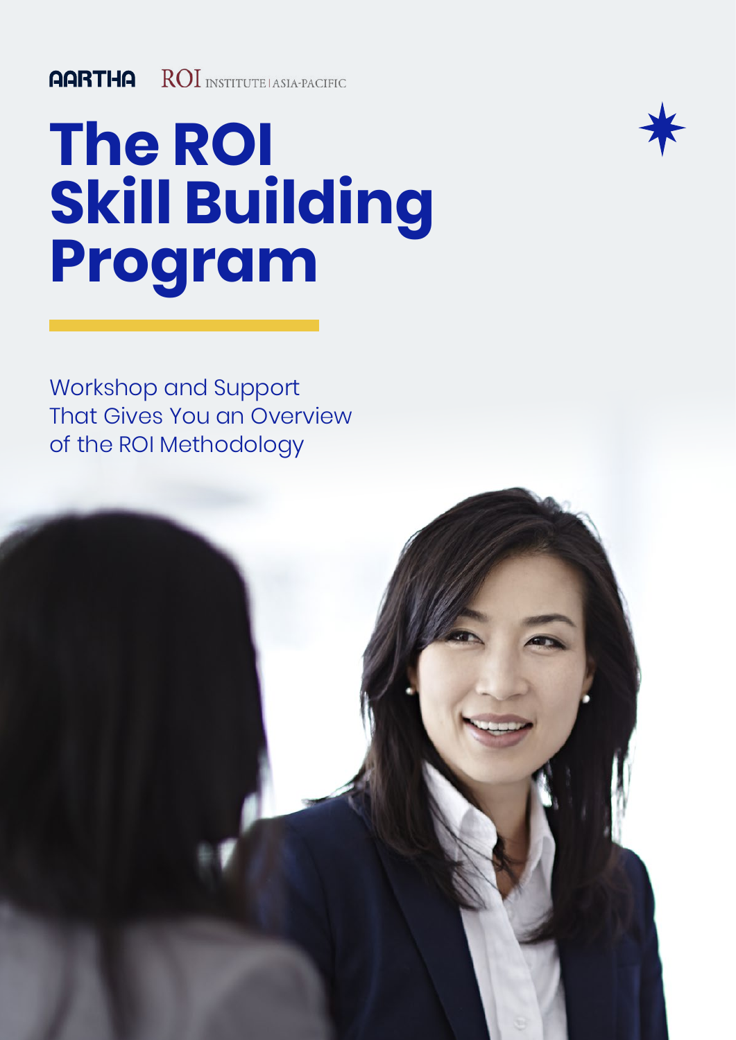AARTHA ROI INSTITUTE | ASIA-PACIFIC

# The ROI Skill Building Program

Workshop and Support That Gives You an Overview of the ROI Methodology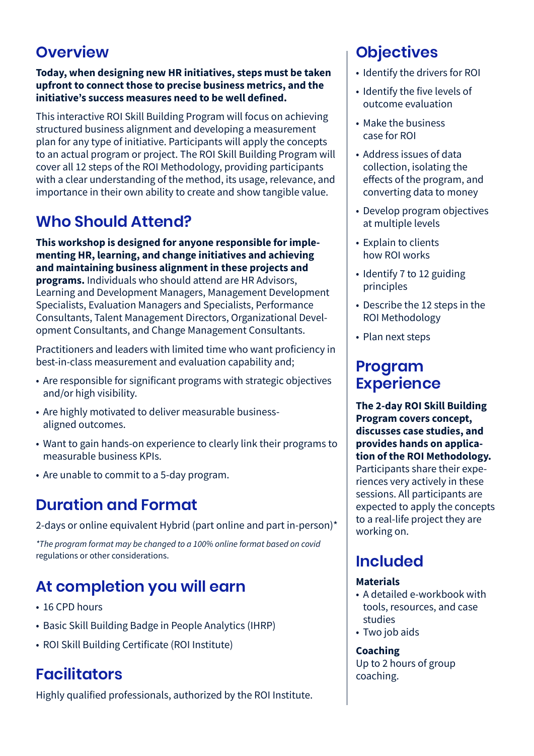## Overview

**Today, when designing new HR initiatives, steps must be taken upfront to connect those to precise business metrics, and the initiative's success measures need to be well defined.**

This interactive ROI Skill Building Program will focus on achieving structured business alignment and developing a measurement plan for any type of initiative. Participants will apply the concepts to an actual program or project. The ROI Skill Building Program will cover all 12 steps of the ROI Methodology, providing participants with a clear understanding of the method, its usage, relevance, and importance in their own ability to create and show tangible value.

## Who Should Attend?

**This workshop is designed for anyone responsible for implementing HR, learning, and change initiatives and achieving and maintaining business alignment in these projects and programs.** Individuals who should attend are HR Advisors, Learning and Development Managers, Management Development Specialists, Evaluation Managers and Specialists, Performance Consultants, Talent Management Directors, Organizational Development Consultants, and Change Management Consultants.

Practitioners and leaders with limited time who want proficiency in best-in-class measurement and evaluation capability and;

- Are responsible for significant programs with strategic objectives and/or high visibility.
- Are highly motivated to deliver measurable business-aligned outcomes.
- Want to gain hands-on experience to clearly link their programs to measurable business KPIs.
- Are unable to commit to a 5-day program.

## Duration and Format

2-days or online equivalent Hybrid (part online and part in-person)*

*\*The program format may be changed to a 100% online format based on covid* regulations or other considerations.

## At completion you will earn

- 16 CPD hours
- Basic Skill Building Badge in People Analytics (IHRP)
- ROI Skill Building Certificate (ROI Institute)

## Facilitators

Highly qualified professionals, authorized by the ROI Institute.

## Objectives

- Identify the drivers for ROI
- Identify the five levels of outcome evaluation
- Make the business case for ROI
- Address issues of data collection, isolating the effects of the program, and converting data to money
- Develop program objectives at multiple levels
- Explain to clients how ROI works
- Identify 7 to 12 guiding principles
- Describe the 12 steps in the ROI Methodology
- Plan next steps

## Program Experience

**The 2-day ROI Skill Building Program covers concept, discusses case studies, and provides hands on application of the ROI Methodology.** Participants share their experiences very actively in these sessions. All participants are expected to apply the concepts to a real-life project they are working on.

## Included

**Materials**

- A detailed e-workbook with tools, resources, and case studies
- Two job aids

**Coaching**

Up to 2 hours of group coaching.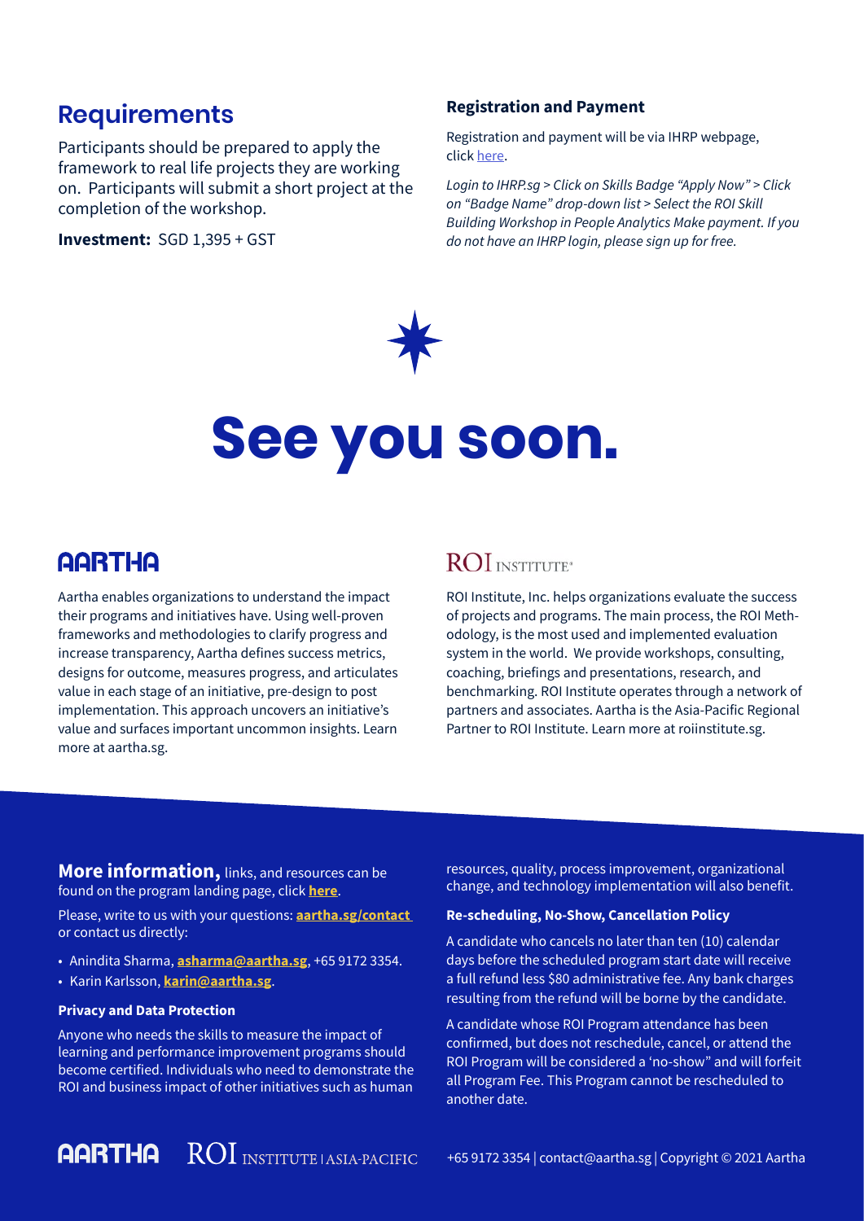## Requirements

Participants should be prepared to apply the framework to real life projects they are working on. Participants will submit a short project at the completion of the workshop.

**Investment:** SGD 1,395 + GST

**Registration and Payment**

Registration and payment will be via IHRP webpage, click here.

*Login to IHRP.sg > Click on Skills Badge "Apply Now" > Click on "Badge Name" drop-down list > Select the ROI Skill Building Workshop in People Analytics Make payment. If you do not have an IHRP login, please sign up for free.*

# See you soon.

## AARTHA

Aartha enables organizations to understand the impact their programs and initiatives have. Using well-proven frameworks and methodologies to clarify progress and increase transparency, Aartha defines success metrics, designs for outcome, measures progress, and articulates value in each stage of an initiative, pre-design to post implementation. This approach uncovers an initiative's value and surfaces important uncommon insights. Learn more at aartha.sg.

## ROI INSTITUTE®

ROI Institute, Inc. helps organizations evaluate the success of projects and programs. The main process, the ROI Methodology, is the most used and implemented evaluation system in the world. We provide workshops, consulting, coaching, briefings and presentations, research, and benchmarking. ROI Institute operates through a network of partners and associates. Aartha is the Asia-Pacific Regional Partner to ROI Institute. Learn more at roiinstitute.sg.

**More information,** links, and resources can be found on the program landing page, click **here**.

Please, write to us with your questions: **aartha.sg/contact** or contact us directly:

- Anindita Sharma, **asharma@aartha.sg**, +65 9172 3354.
- Karin Karlsson, **karin@aartha.sg**.

**Privacy and Data Protection**

Anyone who needs the skills to measure the impact of learning and performance improvement programs should become certified. Individuals who need to demonstrate the ROI and business impact of other initiatives such as human resources, quality, process improvement, organizational change, and technology implementation will also benefit.

**Re-scheduling, No-Show, Cancellation Policy**

A candidate who cancels no later than ten (10) calendar days before the scheduled program start date will receive a full refund less $80 administrative fee. Any bank charges resulting from the refund will be borne by the candidate.

A candidate whose ROI Program attendance has been confirmed, but does not reschedule, cancel, or attend the ROI Program will be considered a 'no-show" and will forfeit all Program Fee. This Program cannot be rescheduled to another date.

AARTHA ROI INSTITUTE | ASIA-PACIFIC

+65 9172 3354 | contact@aartha.sg | Copyright © 2021 Aartha